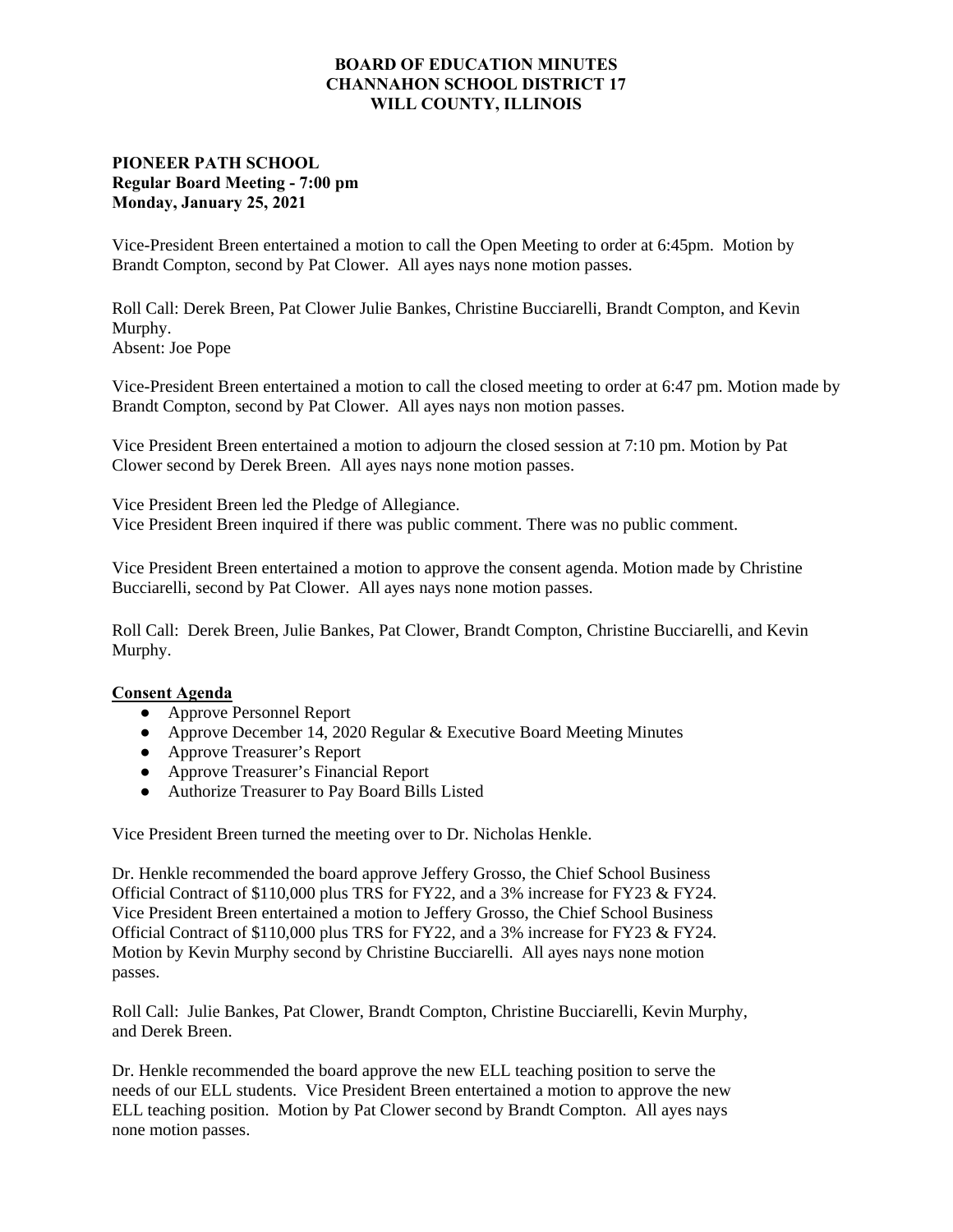**BOARD OF EDUCATION MINUTES**
**CHANNAHON SCHOOL DISTRICT 17**
**WILL COUNTY, ILLINOIS**

**PIONEER PATH SCHOOL**
**Regular Board Meeting - 7:00 pm**
**Monday, January 25, 2021**

Vice-President Breen entertained a motion to call the Open Meeting to order at 6:45pm. Motion by Brandt Compton, second by Pat Clower. All ayes nays none motion passes.

Roll Call: Derek Breen, Pat Clower Julie Bankes, Christine Bucciarelli, Brandt Compton, and Kevin Murphy.
Absent: Joe Pope

Vice-President Breen entertained a motion to call the closed meeting to order at 6:47 pm. Motion made by Brandt Compton, second by Pat Clower. All ayes nays non motion passes.

Vice President Breen entertained a motion to adjourn the closed session at 7:10 pm. Motion by Pat Clower second by Derek Breen. All ayes nays none motion passes.

Vice President Breen led the Pledge of Allegiance.
Vice President Breen inquired if there was public comment. There was no public comment.

Vice President Breen entertained a motion to approve the consent agenda. Motion made by Christine Bucciarelli, second by Pat Clower. All ayes nays none motion passes.

Roll Call: Derek Breen, Julie Bankes, Pat Clower, Brandt Compton, Christine Bucciarelli, and Kevin Murphy.

**Consent Agenda**

- Approve Personnel Report
- Approve December 14, 2020 Regular & Executive Board Meeting Minutes
- Approve Treasurer's Report
- Approve Treasurer's Financial Report
- Authorize Treasurer to Pay Board Bills Listed

Vice President Breen turned the meeting over to Dr. Nicholas Henkle.

Dr. Henkle recommended the board approve Jeffery Grosso, the Chief School Business Official Contract of $110,000 plus TRS for FY22, and a 3% increase for FY23 & FY24. Vice President Breen entertained a motion to Jeffery Grosso, the Chief School Business Official Contract of $110,000 plus TRS for FY22, and a 3% increase for FY23 & FY24. Motion by Kevin Murphy second by Christine Bucciarelli. All ayes nays none motion passes.

Roll Call: Julie Bankes, Pat Clower, Brandt Compton, Christine Bucciarelli, Kevin Murphy, and Derek Breen.

Dr. Henkle recommended the board approve the new ELL teaching position to serve the needs of our ELL students. Vice President Breen entertained a motion to approve the new ELL teaching position. Motion by Pat Clower second by Brandt Compton. All ayes nays none motion passes.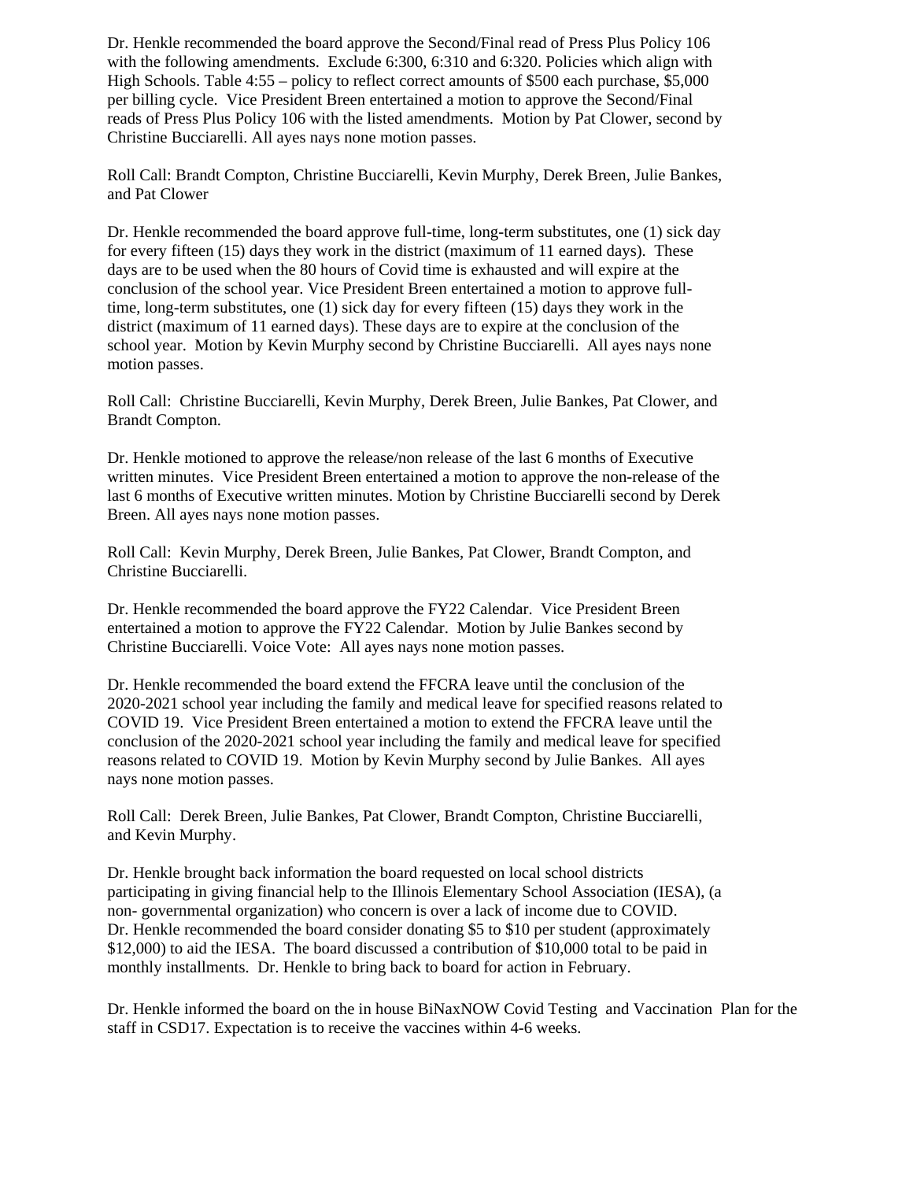Dr. Henkle recommended the board approve the Second/Final read of Press Plus Policy 106 with the following amendments. Exclude 6:300, 6:310 and 6:320. Policies which align with High Schools. Table 4:55 – policy to reflect correct amounts of $500 each purchase, $5,000 per billing cycle. Vice President Breen entertained a motion to approve the Second/Final reads of Press Plus Policy 106 with the listed amendments. Motion by Pat Clower, second by Christine Bucciarelli. All ayes nays none motion passes.

Roll Call: Brandt Compton, Christine Bucciarelli, Kevin Murphy, Derek Breen, Julie Bankes, and Pat Clower

Dr. Henkle recommended the board approve full-time, long-term substitutes, one (1) sick day for every fifteen (15) days they work in the district (maximum of 11 earned days). These days are to be used when the 80 hours of Covid time is exhausted and will expire at the conclusion of the school year. Vice President Breen entertained a motion to approve full-time, long-term substitutes, one (1) sick day for every fifteen (15) days they work in the district (maximum of 11 earned days). These days are to expire at the conclusion of the school year. Motion by Kevin Murphy second by Christine Bucciarelli. All ayes nays none motion passes.

Roll Call: Christine Bucciarelli, Kevin Murphy, Derek Breen, Julie Bankes, Pat Clower, and Brandt Compton.

Dr. Henkle motioned to approve the release/non release of the last 6 months of Executive written minutes. Vice President Breen entertained a motion to approve the non-release of the last 6 months of Executive written minutes. Motion by Christine Bucciarelli second by Derek Breen. All ayes nays none motion passes.

Roll Call: Kevin Murphy, Derek Breen, Julie Bankes, Pat Clower, Brandt Compton, and Christine Bucciarelli.

Dr. Henkle recommended the board approve the FY22 Calendar. Vice President Breen entertained a motion to approve the FY22 Calendar. Motion by Julie Bankes second by Christine Bucciarelli. Voice Vote: All ayes nays none motion passes.

Dr. Henkle recommended the board extend the FFCRA leave until the conclusion of the 2020-2021 school year including the family and medical leave for specified reasons related to COVID 19. Vice President Breen entertained a motion to extend the FFCRA leave until the conclusion of the 2020-2021 school year including the family and medical leave for specified reasons related to COVID 19. Motion by Kevin Murphy second by Julie Bankes. All ayes nays none motion passes.

Roll Call: Derek Breen, Julie Bankes, Pat Clower, Brandt Compton, Christine Bucciarelli, and Kevin Murphy.

Dr. Henkle brought back information the board requested on local school districts participating in giving financial help to the Illinois Elementary School Association (IESA), (a non- governmental organization) who concern is over a lack of income due to COVID. Dr. Henkle recommended the board consider donating $5 to $10 per student (approximately $12,000) to aid the IESA. The board discussed a contribution of $10,000 total to be paid in monthly installments. Dr. Henkle to bring back to board for action in February.

Dr. Henkle informed the board on the in house BiNaxNOW Covid Testing and Vaccination Plan for the staff in CSD17. Expectation is to receive the vaccines within 4-6 weeks.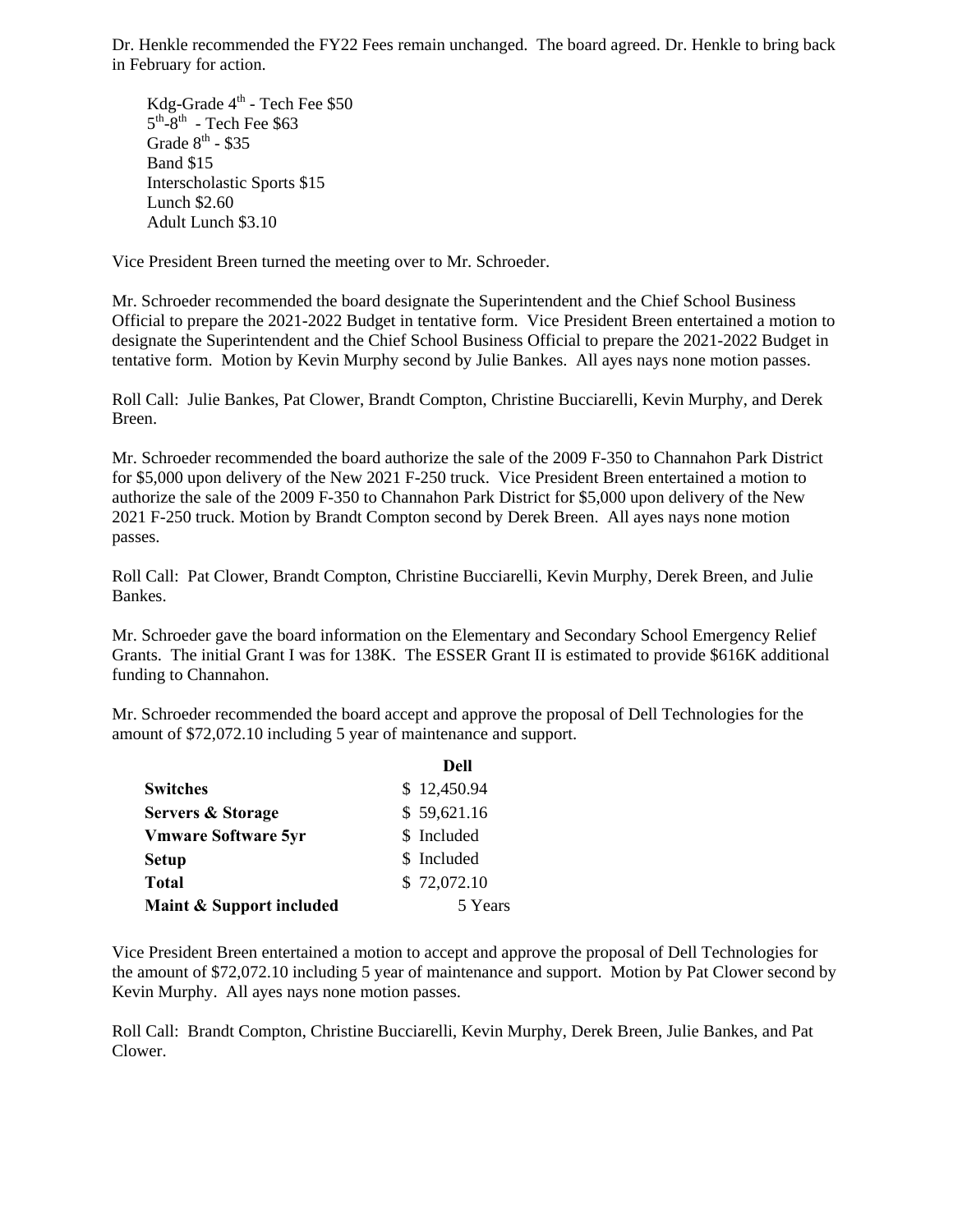Dr. Henkle recommended the FY22 Fees remain unchanged. The board agreed. Dr. Henkle to bring back in February for action.

Kdg-Grade $4^{th}$ - Tech Fee $50
$5^{th}$-$8^{th}$ - Tech Fee $63
Grade $8^{th}$ - $35
Band $15
Interscholastic Sports $15
Lunch $2.60
Adult Lunch $3.10

Vice President Breen turned the meeting over to Mr. Schroeder.

Mr. Schroeder recommended the board designate the Superintendent and the Chief School Business Official to prepare the 2021-2022 Budget in tentative form. Vice President Breen entertained a motion to designate the Superintendent and the Chief School Business Official to prepare the 2021-2022 Budget in tentative form. Motion by Kevin Murphy second by Julie Bankes. All ayes nays none motion passes.

Roll Call: Julie Bankes, Pat Clower, Brandt Compton, Christine Bucciarelli, Kevin Murphy, and Derek Breen.

Mr. Schroeder recommended the board authorize the sale of the 2009 F-350 to Channahon Park District for $5,000 upon delivery of the New 2021 F-250 truck. Vice President Breen entertained a motion to authorize the sale of the 2009 F-350 to Channahon Park District for $5,000 upon delivery of the New 2021 F-250 truck. Motion by Brandt Compton second by Derek Breen. All ayes nays none motion passes.

Roll Call: Pat Clower, Brandt Compton, Christine Bucciarelli, Kevin Murphy, Derek Breen, and Julie Bankes.

Mr. Schroeder gave the board information on the Elementary and Secondary School Emergency Relief Grants. The initial Grant I was for 138K. The ESSER Grant II is estimated to provide $616K additional funding to Channahon.

Mr. Schroeder recommended the board accept and approve the proposal of Dell Technologies for the amount of $72,072.10 including 5 year of maintenance and support.

| | **Dell** |
|---|---|
| **Switches** | $ 12,450.94 |
| **Servers & Storage** | $ 59,621.16 |
| **Vmware Software 5yr** | $ Included |
| **Setup** | $ Included |
| **Total** | $ 72,072.10 |
| **Maint & Support included** | 5 Years |

Vice President Breen entertained a motion to accept and approve the proposal of Dell Technologies for the amount of $72,072.10 including 5 year of maintenance and support. Motion by Pat Clower second by Kevin Murphy. All ayes nays none motion passes.

Roll Call: Brandt Compton, Christine Bucciarelli, Kevin Murphy, Derek Breen, Julie Bankes, and Pat Clower.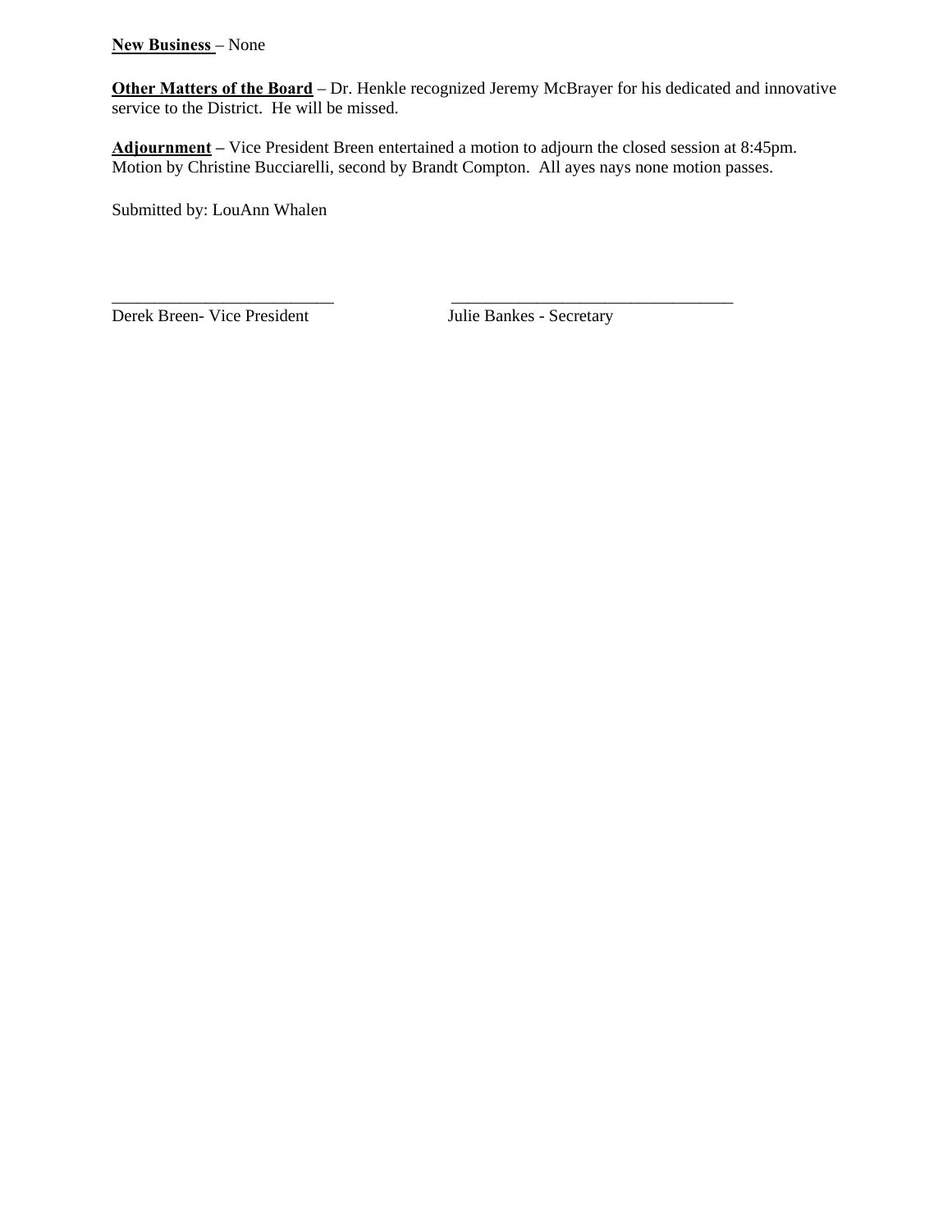**New Business** – None

**Other Matters of the Board** – Dr. Henkle recognized Jeremy McBrayer for his dedicated and innovative service to the District. He will be missed.

**Adjournment** – Vice President Breen entertained a motion to adjourn the closed session at 8:45pm. Motion by Christine Bucciarelli, second by Brandt Compton. All ayes nays none motion passes.

Submitted by: LouAnn Whalen

___________________________ ___________________________________

Derek Breen- Vice President Julie Bankes - Secretary